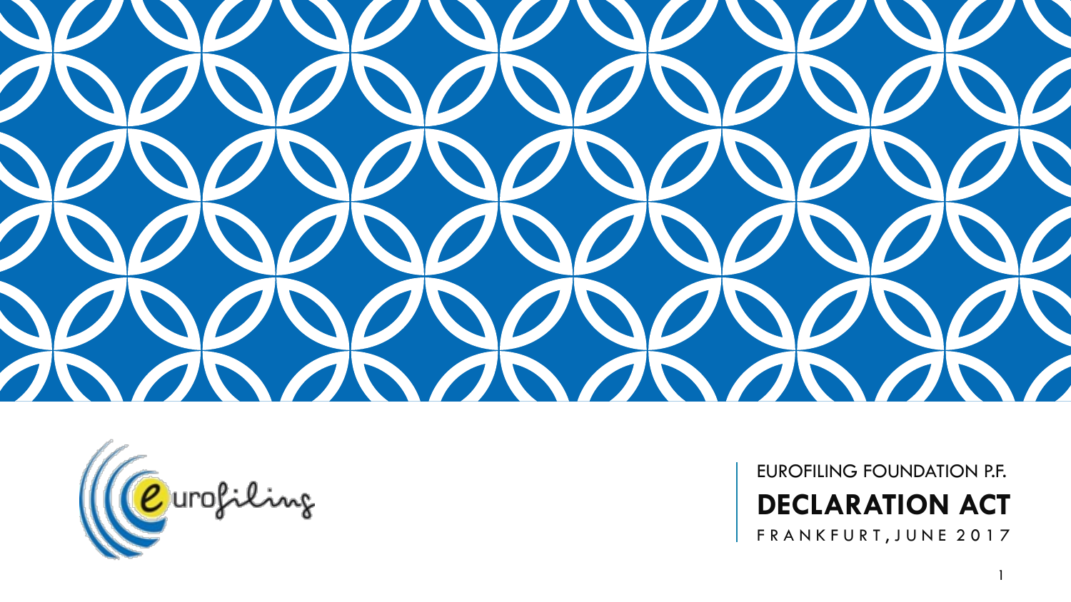EUROFILING FOUNDATION P.F.

# DECLARATION ACT

FRANKFURT, JUNE 2017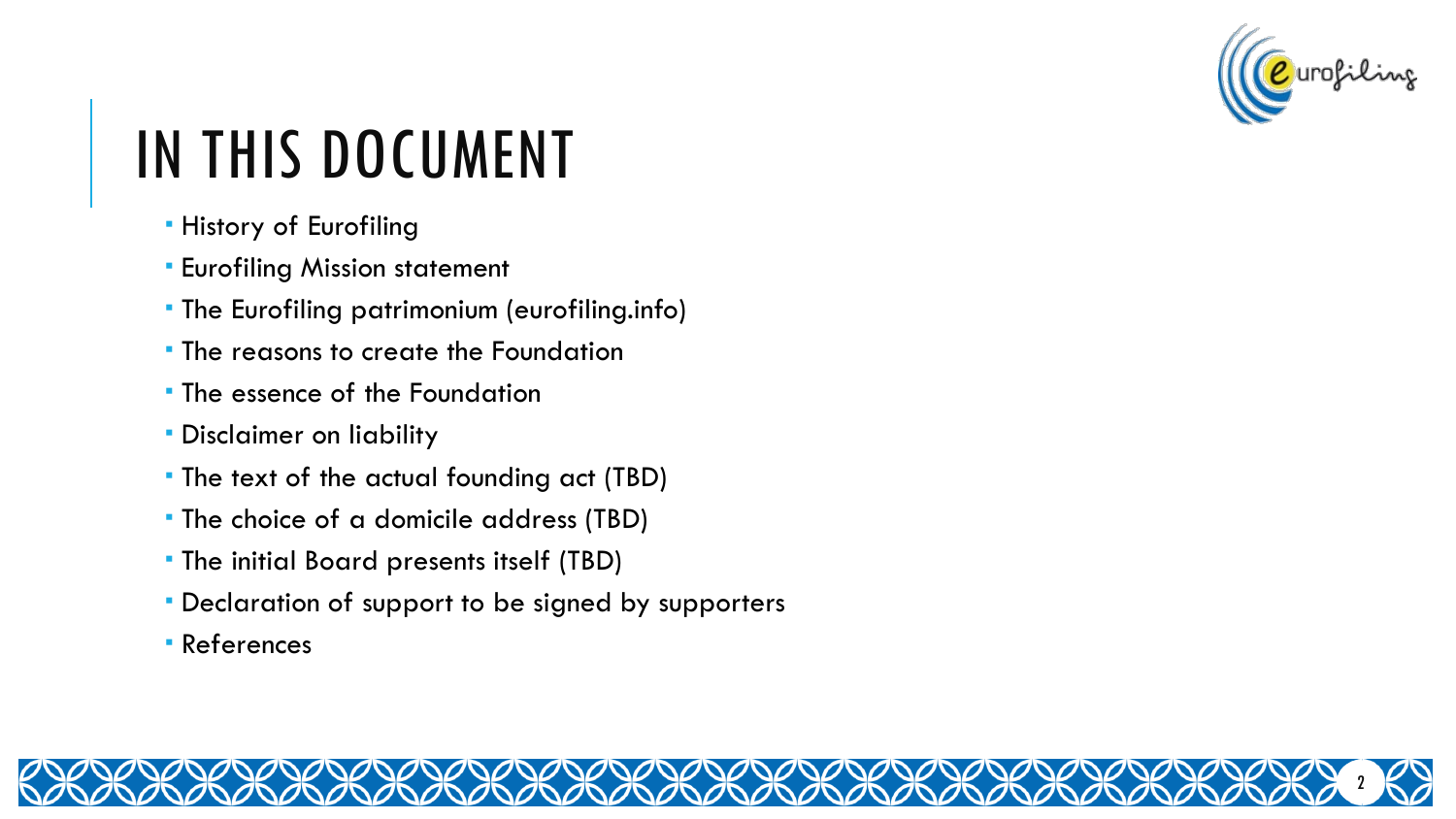# IN THIS DOCUMENT

- History of Eurofiling
- Eurofiling Mission statement
- The Eurofiling patrimonium (eurofiling.info)
- The reasons to create the Foundation
- The essence of the Foundation
- Disclaimer on liability
- The text of the actual founding act (TBD)
- The choice of a domicile address (TBD)
- The initial Board presents itself (TBD)
- Declaration of support to be signed by supporters
- References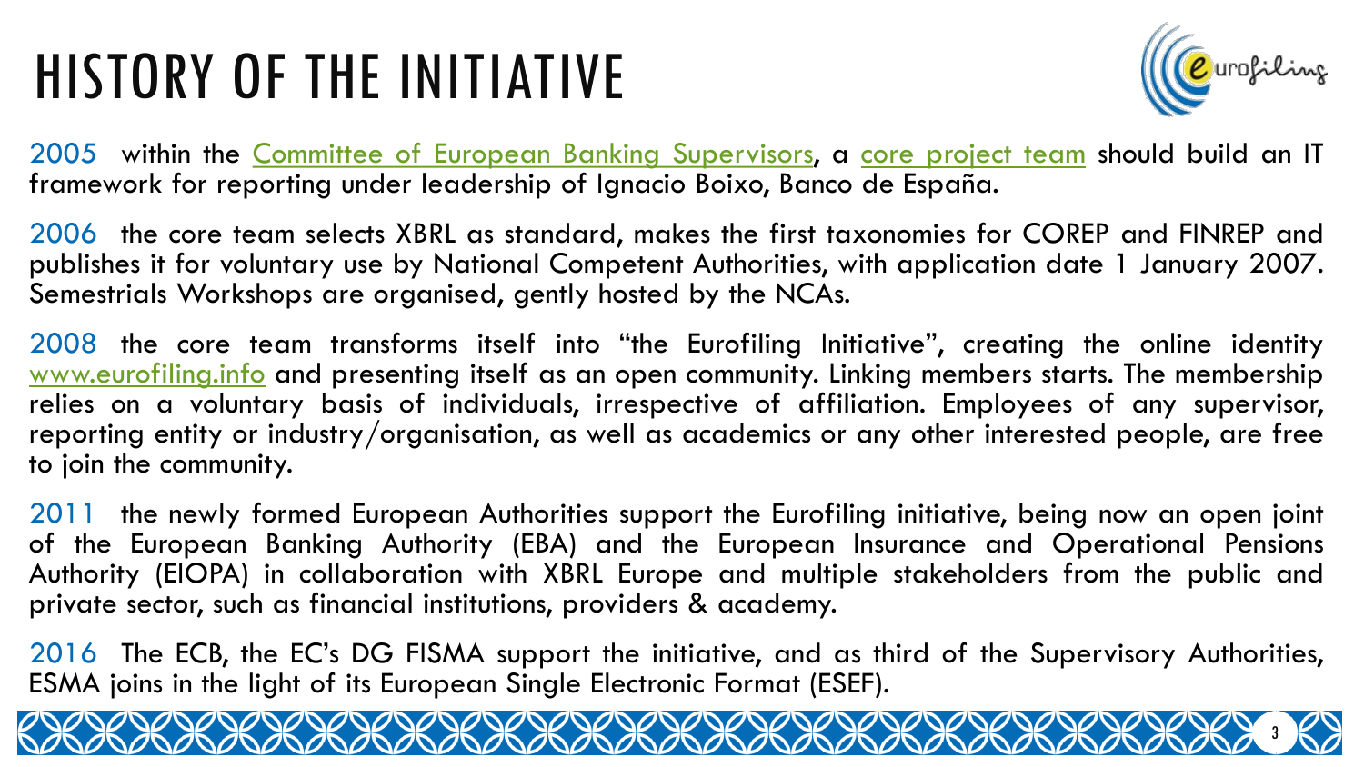# HISTORY OF THE INITIATIVE

2005 within the Committee of European Banking Supervisors, a core project team should build an IT framework for reporting under leadership of Ignacio Boixo, Banco de España.

2006 the core team selects XBRL as standard, makes the first taxonomies for COREP and FINREP and publishes it for voluntary use by National Competent Authorities, with application date 1 January 2007. Semestrials Workshops are organised, gently hosted by the NCAs.

2008 the core team transforms itself into "the Eurofiling Initiative", creating the online identity www.eurofiling.info and presenting itself as an open community. Linking members starts. The membership relies on a voluntary basis of individuals, irrespective of affiliation. Employees of any supervisor, reporting entity or industry/organisation, as well as academics or any other interested people, are free to join the community.

2011 the newly formed European Authorities support the Eurofiling initiative, being now an open joint of the European Banking Authority (EBA) and the European Insurance and Operational Pensions Authority (EIOPA) in collaboration with XBRL Europe and multiple stakeholders from the public and private sector, such as financial institutions, providers & academy.

2016 The ECB, the EC's DG FISMA support the initiative, and as third of the Supervisory Authorities, ESMA joins in the light of its European Single Electronic Format (ESEF).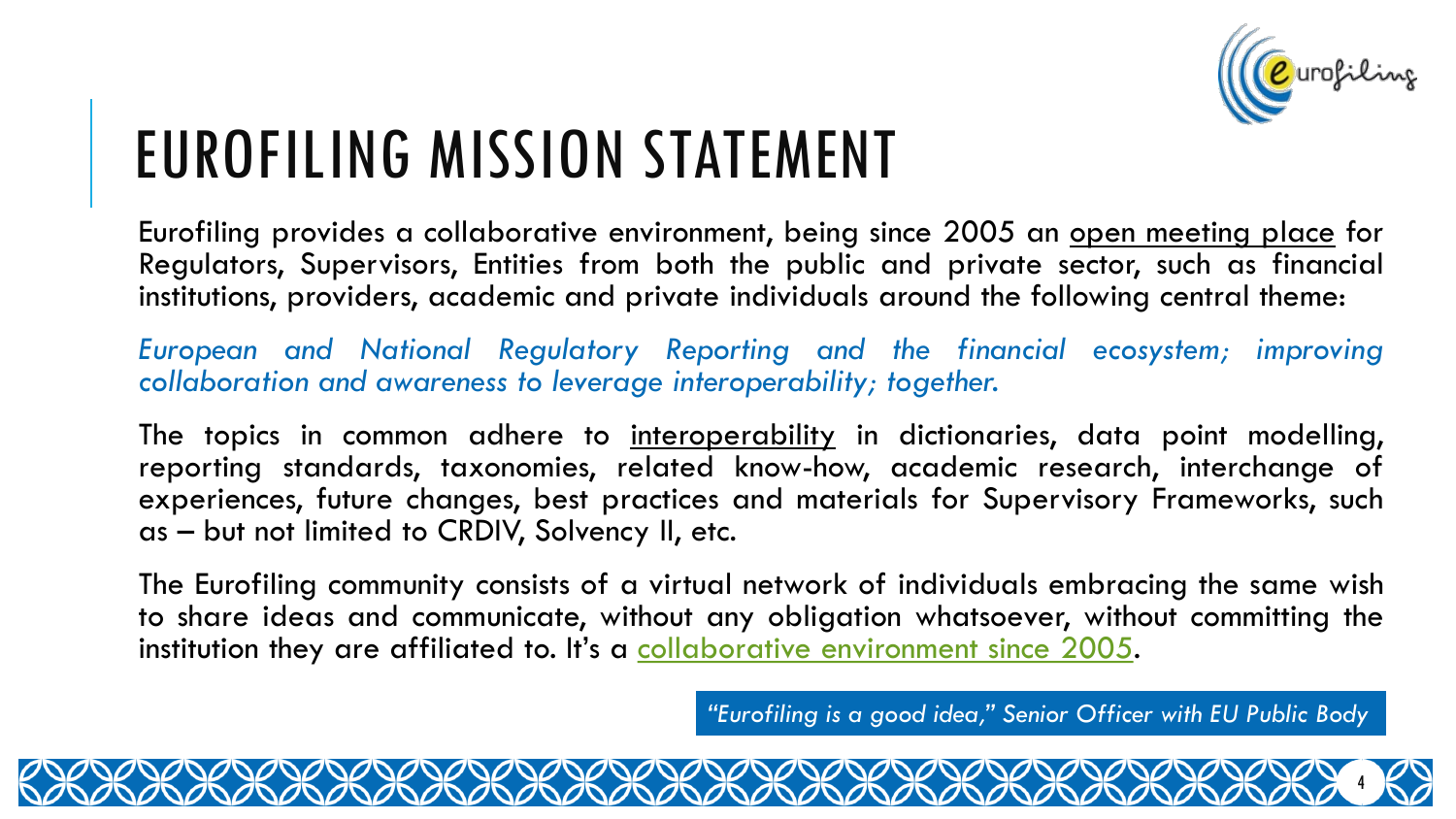# EUROFILING MISSION STATEMENT

Eurofiling provides a collaborative environment, being since 2005 an open meeting place for Regulators, Supervisors, Entities from both the public and private sector, such as financial institutions, providers, academic and private individuals around the following central theme:

*European and National Regulatory Reporting and the financial ecosystem; improving collaboration and awareness to leverage interoperability; together.*

The topics in common adhere to interoperability in dictionaries, data point modelling, reporting standards, taxonomies, related know-how, academic research, interchange of experiences, future changes, best practices and materials for Supervisory Frameworks, such as – but not limited to CRDIV, Solvency II, etc.

The Eurofiling community consists of a virtual network of individuals embracing the same wish to share ideas and communicate, without any obligation whatsoever, without committing the institution they are affiliated to. It's a collaborative environment since 2005.

*"Eurofiling is a good idea," Senior Officer with EU Public Body*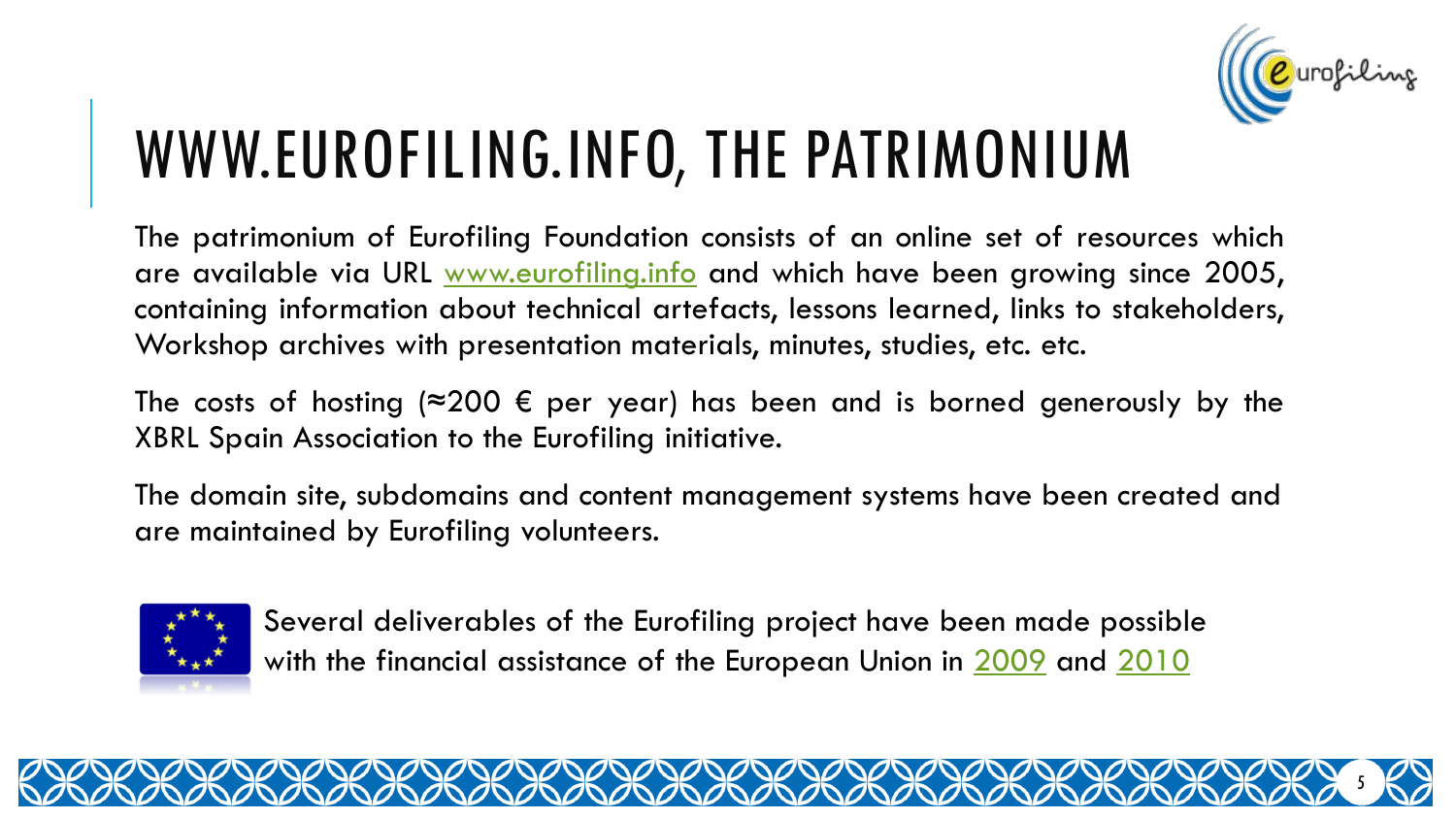# WWW.EUROFILING.INFO, THE PATRIMONIUM

The patrimonium of Eurofiling Foundation consists of an online set of resources which are available via URL www.eurofiling.info and which have been growing since 2005, containing information about technical artefacts, lessons learned, links to stakeholders, Workshop archives with presentation materials, minutes, studies, etc. etc.

The costs of hosting (≈200 € per year) has been and is borned generously by the XBRL Spain Association to the Eurofiling initiative.

The domain site, subdomains and content management systems have been created and are maintained by Eurofiling volunteers.

Several deliverables of the Eurofiling project have been made possible with the financial assistance of the European Union in 2009 and 2010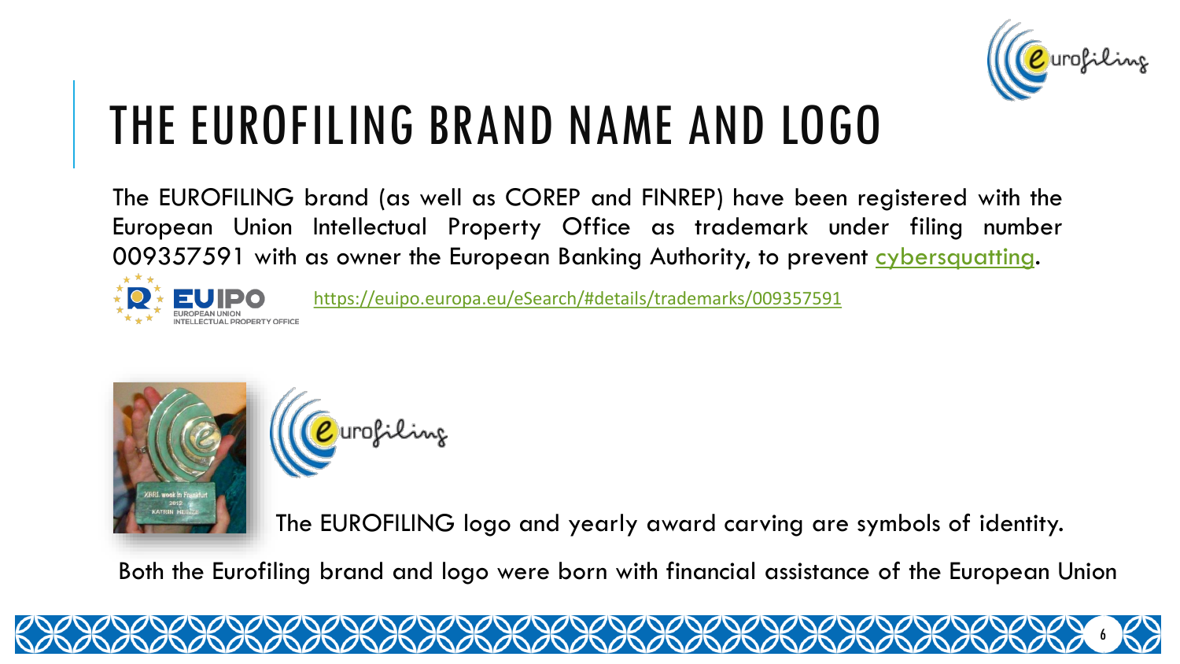# THE EUROFILING BRAND NAME AND LOGO

The EUROFILING brand (as well as COREP and FINREP) have been registered with the European Union Intellectual Property Office as trademark under filing number 009357591 with as owner the European Banking Authority, to prevent cybersquatting.

https://euipo.europa.eu/eSearch/#details/trademarks/009357591

The EUROFILING logo and yearly award carving are symbols of identity.

Both the Eurofiling brand and logo were born with financial assistance of the European Union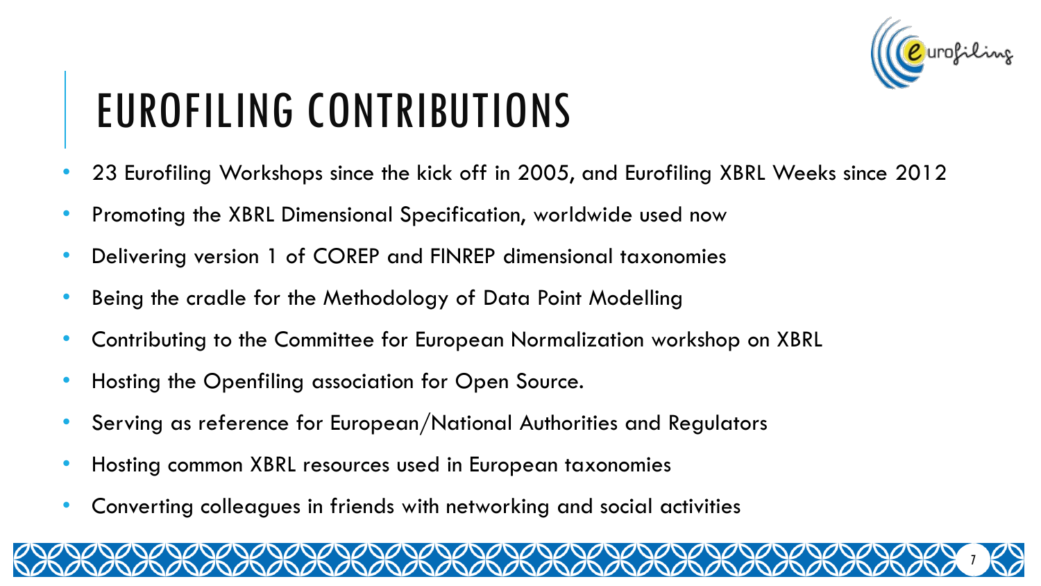# EUROFILING CONTRIBUTIONS

- 23 Eurofiling Workshops since the kick off in 2005, and Eurofiling XBRL Weeks since 2012
- Promoting the XBRL Dimensional Specification, worldwide used now
- Delivering version 1 of COREP and FINREP dimensional taxonomies
- Being the cradle for the Methodology of Data Point Modelling
- Contributing to the Committee for European Normalization workshop on XBRL
- Hosting the Openfiling association for Open Source.
- Serving as reference for European/National Authorities and Regulators
- Hosting common XBRL resources used in European taxonomies
- Converting colleagues in friends with networking and social activities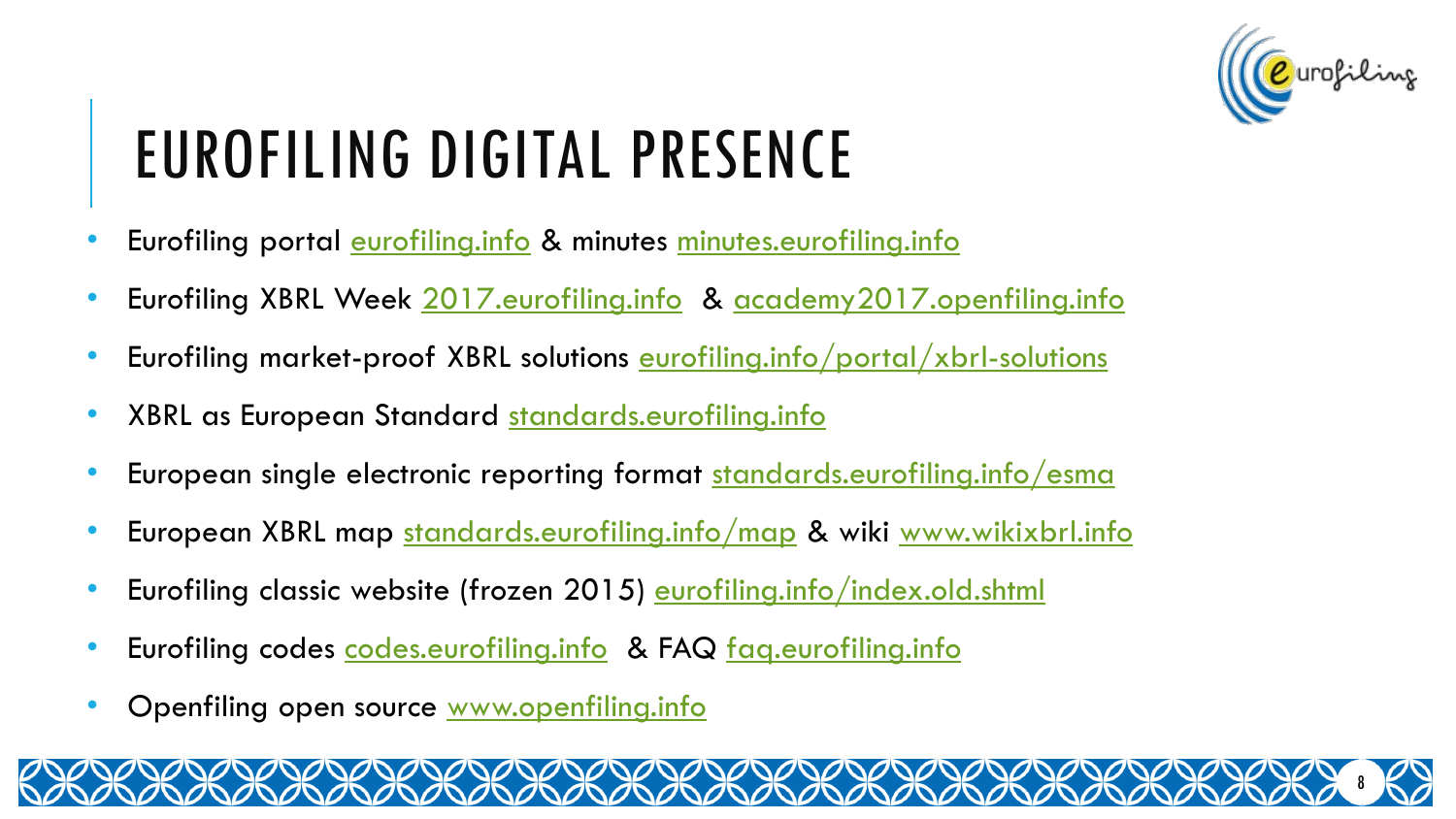# EUROFILING DIGITAL PRESENCE

- Eurofiling portal eurofiling.info & minutes minutes.eurofiling.info
- Eurofiling XBRL Week 2017.eurofiling.info & academy2017.openfiling.info
- Eurofiling market-proof XBRL solutions eurofiling.info/portal/xbrl-solutions
- XBRL as European Standard standards.eurofiling.info
- European single electronic reporting format standards.eurofiling.info/esma
- European XBRL map standards.eurofiling.info/map & wiki www.wikixbrl.info
- Eurofiling classic website (frozen 2015) eurofiling.info/index.old.shtml
- Eurofiling codes codes.eurofiling.info & FAQ faq.eurofiling.info
- Openfiling open source www.openfiling.info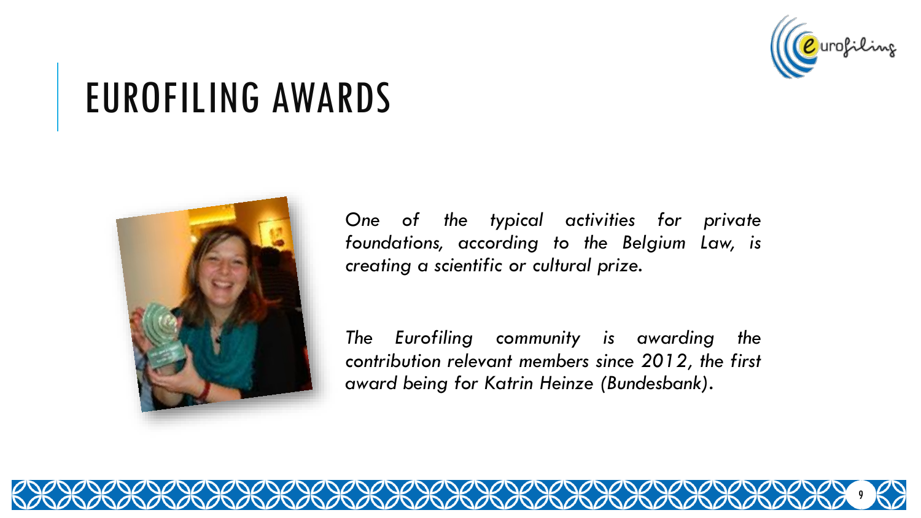# EUROFILING AWARDS

*One of the typical activities for private foundations, according to the Belgium Law, is creating a scientific or cultural prize.*

*The Eurofiling community is awarding the contribution relevant members since 2012, the first award being for Katrin Heinze (Bundesbank).*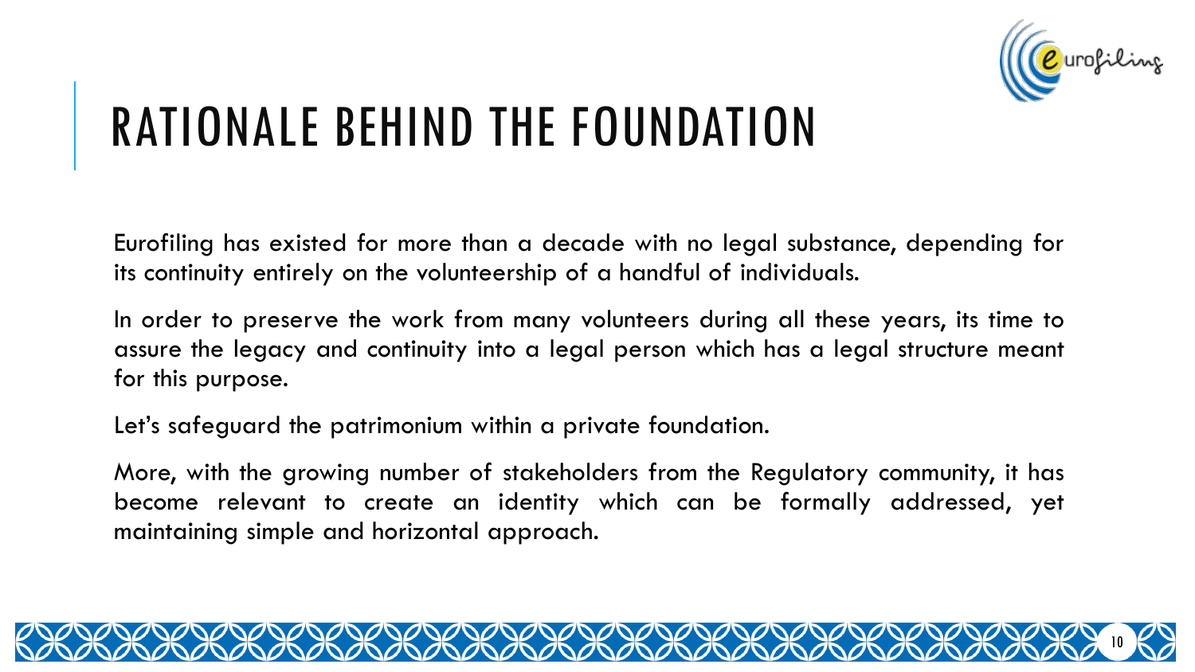# RATIONALE BEHIND THE FOUNDATION

Eurofiling has existed for more than a decade with no legal substance, depending for its continuity entirely on the volunteership of a handful of individuals.

In order to preserve the work from many volunteers during all these years, its time to assure the legacy and continuity into a legal person which has a legal structure meant for this purpose.

Let's safeguard the patrimonium within a private foundation.

More, with the growing number of stakeholders from the Regulatory community, it has become relevant to create an identity which can be formally addressed, yet maintaining simple and horizontal approach.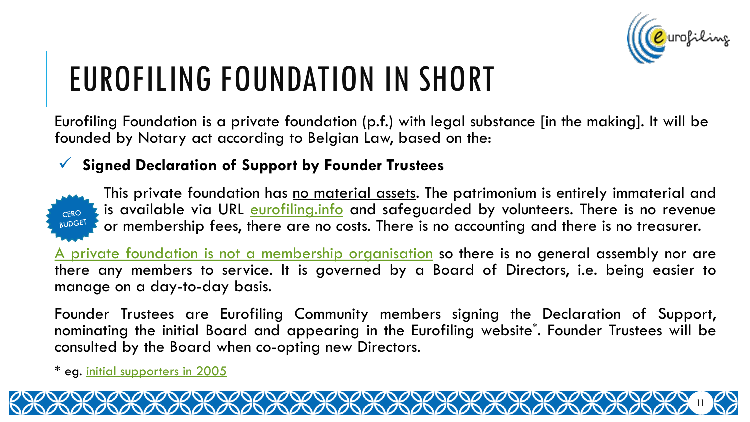# EUROFILING FOUNDATION IN SHORT

Eurofiling Foundation is a private foundation (p.f.) with legal substance [in the making]. It will be founded by Notary act according to Belgian Law, based on the:

- ✓ **Signed Declaration of Support by Founder Trustees**

CERO BUDGET

This private foundation has <u>no material assets</u>. The patrimonium is entirely immaterial and is available via URL eurofiling.info and safeguarded by volunteers. There is no revenue or membership fees, there are no costs. There is no accounting and there is no treasurer.

A private foundation is not a membership organisation so there is no general assembly nor are there any members to service. It is governed by a Board of Directors, i.e. being easier to manage on a day-to-day basis.

Founder Trustees are Eurofiling Community members signing the Declaration of Support, nominating the initial Board and appearing in the Eurofiling website*. Founder Trustees will be consulted by the Board when co-opting new Directors.

* eg. initial supporters in 2005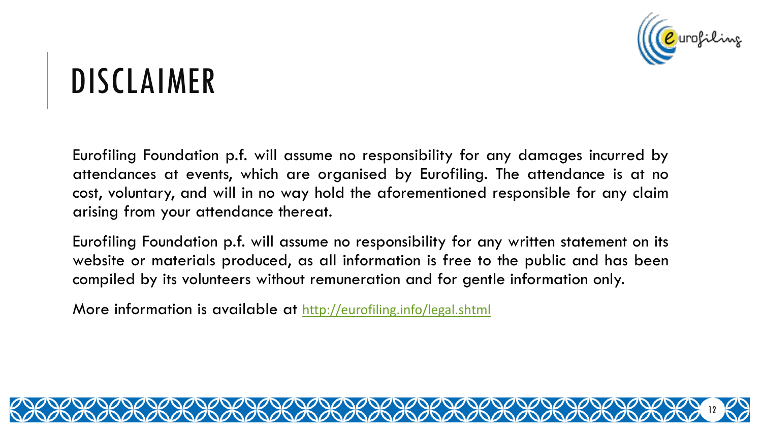# DISCLAIMER

Eurofiling Foundation p.f. will assume no responsibility for any damages incurred by attendances at events, which are organised by Eurofiling. The attendance is at no cost, voluntary, and will in no way hold the aforementioned responsible for any claim arising from your attendance thereat.

Eurofiling Foundation p.f. will assume no responsibility for any written statement on its website or materials produced, as all information is free to the public and has been compiled by its volunteers without remuneration and for gentle information only.

More information is available at http://eurofiling.info/legal.shtml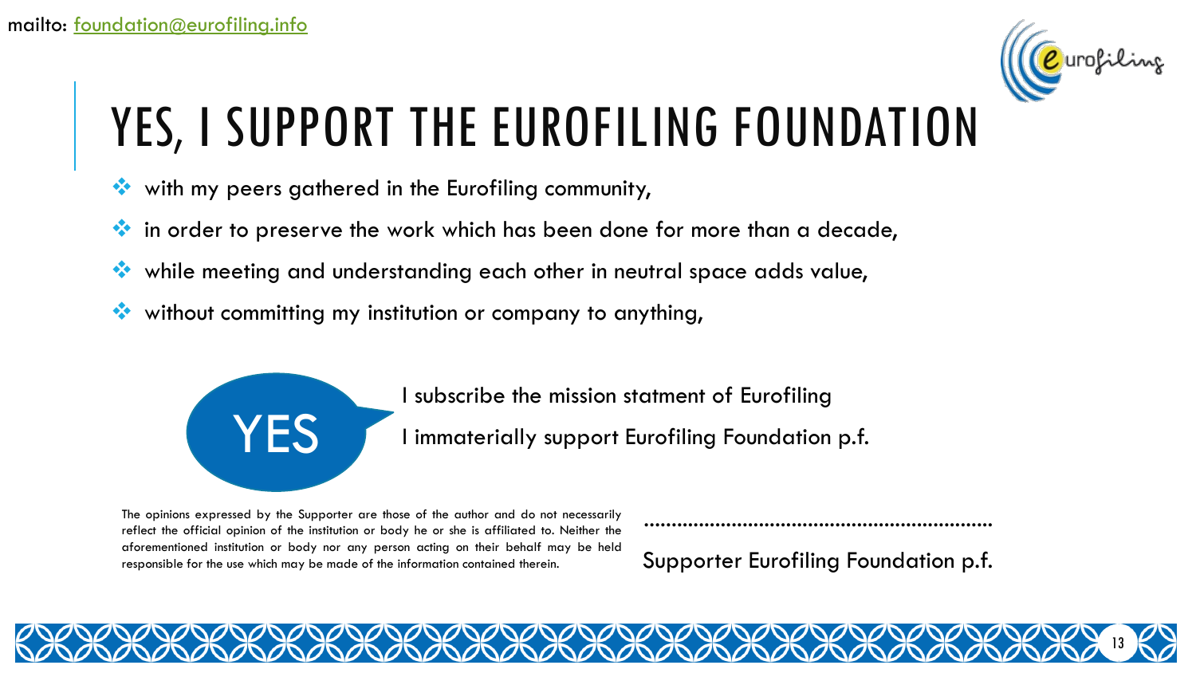mailto: [foundation@eurofiling.info](mailto:foundation@eurofiling.info)

# YES, I SUPPORT THE EUROFILING FOUNDATION

- with my peers gathered in the Eurofiling community,
- in order to preserve the work which has been done for more than a decade,
- while meeting and understanding each other in neutral space adds value,
- without committing my institution or company to anything,

YES

I subscribe the mission statment of Eurofiling

I immaterially support Eurofiling Foundation p.f.

The opinions expressed by the Supporter are those of the author and do not necessarily reflect the official opinion of the institution or body he or she is affiliated to. Neither the aforementioned institution or body nor any person acting on their behalf may be held responsible for the use which may be made of the information contained therein.

..................................................................

Supporter Eurofiling Foundation p.f.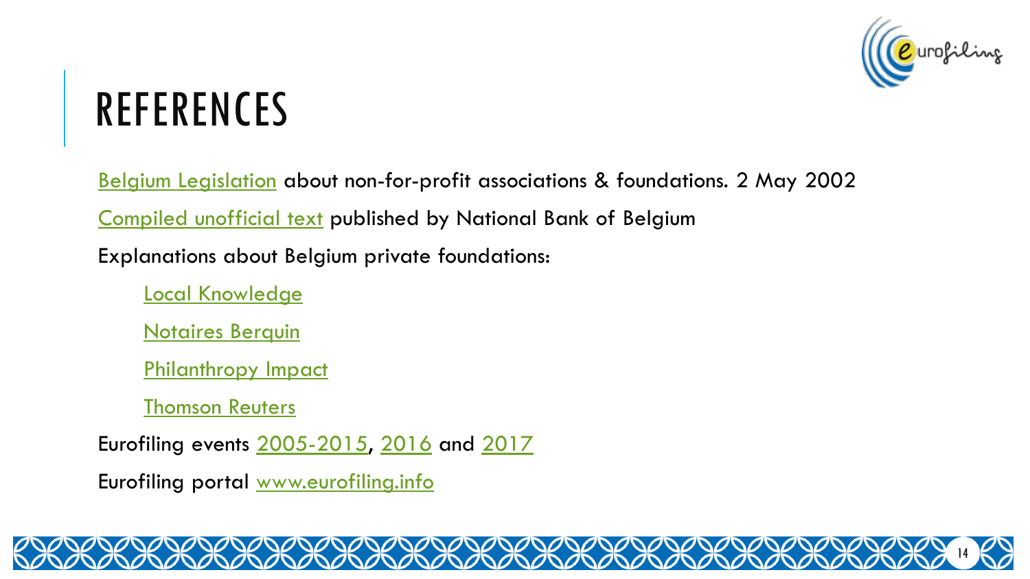# REFERENCES

Belgium Legislation about non-for-profit associations & foundations. 2 May 2002

Compiled unofficial text published by National Bank of Belgium

Explanations about Belgium private foundations:

- Local Knowledge
- Notaires Berquin
- Philanthropy Impact
- Thomson Reuters

Eurofiling events 2005-2015, 2016 and 2017

Eurofiling portal www.eurofiling.info